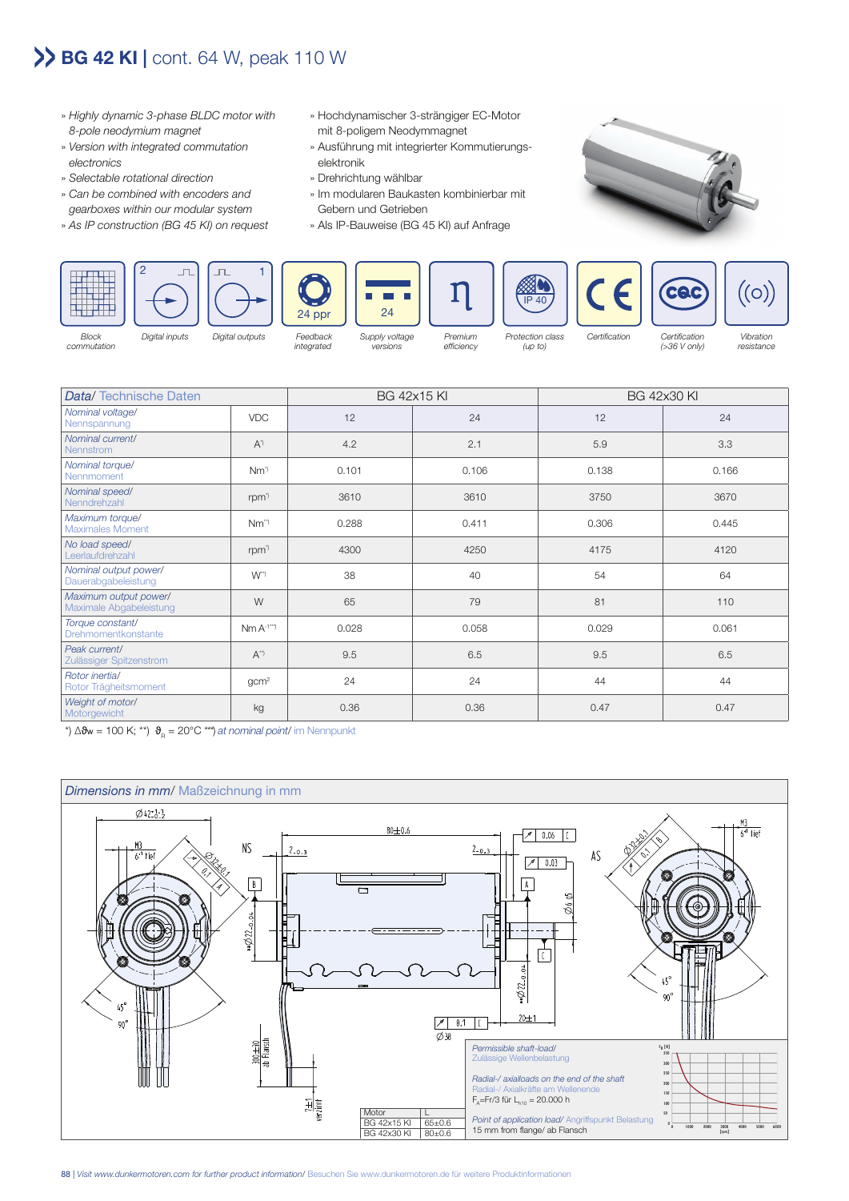# BG 42 KI | cont. 64 W, peak 110 W

- » *Highly dynamic 3-phase BLDC motor with 8-pole neodymium magnet*
- » *Version with integrated commutation electronics*
- » *Selectable rotational direction*
- » *Can be combined with encoders and gearboxes within our modular system*
- » *As IP construction (BG 45 KI) on request*

- » Hochdynamischer 3-strängiger EC-Motor mit 8-poligem Neodymmagnet
- » Ausführung mit integrierter Kommutierungs­elektronik
- » Drehrichtung wählbar
- » Im modularen Baukasten kombinierbar mit Gebern und Getrieben
- » Als IP-Bauweise (BG 45 KI) auf Anfrage

*Block commutation* | *Digital inputs* | *Digital outputs* | 24 ppr *Feedback integrated* | 24 *Supply voltage versions* | *Premium efficiency* | IP 40 *Protection class (up to)* | *Certification* | *Certification (>36 V only)* | *Vibration resistance*

| *Data*/ Technische Daten | | BG 42x15 KI | | BG 42x30 KI | |
|---|---|---|---|---|---|
| *Nominal voltage*/ Nennspannung | VDC | 12 | 24 | 12 | 24 |
| *Nominal current*/ Nennstrom | A*) | 4.2 | 2.1 | 5.9 | 3.3 |
| *Nominal torque*/ Nennmoment | Nm*) | 0.101 | 0.106 | 0.138 | 0.166 |
| *Nominal speed*/ Nenndrehzahl | rpm*) | 3610 | 3610 | 3750 | 3670 |
| *Maximum torque*/ Maximales Moment | Nm**) | 0.288 | 0.411 | 0.306 | 0.445 |
| *No load speed*/ Leerlaufdrehzahl | rpm*) | 4300 | 4250 | 4175 | 4120 |
| *Nominal output power*/ Dauerabgabeleistung | W**) | 38 | 40 | 54 | 64 |
| *Maximum output power*/ Maximale Abgabeleistung | W | 65 | 79 | 81 | 110 |
| *Torque constant*/ Drehmomentkonstante | Nm A-1***) | 0.028 | 0.058 | 0.029 | 0.061 |
| *Peak current*/ Zulässiger Spitzenstrom | A**) | 9.5 | 6.5 | 9.5 | 6.5 |
| *Rotor inertia*/ Rotor Trägheitsmoment | gcm² | 24 | 24 | 44 | 44 |
| *Weight of motor*/ Motorgewicht | kg | 0.36 | 0.36 | 0.47 | 0.47 |

*) $\Delta\vartheta_W$ = 100 K; **) $\vartheta_R$ = 20°C ***) *at nominal point*/ im Nennpunkt

## *Dimensions in mm*/ Maßzeichnung in mm

*Permissible shaft-load*/ Zulässige Wellenbelastung

*Radial-/ axialloads on the end of the shaft*/ Radial-/ Axialkräfte am Wellenende
$F_A$=Fr/3 für $L_{h10}$ = 20.000 h

*Point of application load*/ Angriffspunkt Belastung
15 mm from flange/ ab Flansch

| Motor | L |
|---|---|
| BG 42x15 KI | 65±0.6 |
| BG 42x30 KI | 80±0.6 |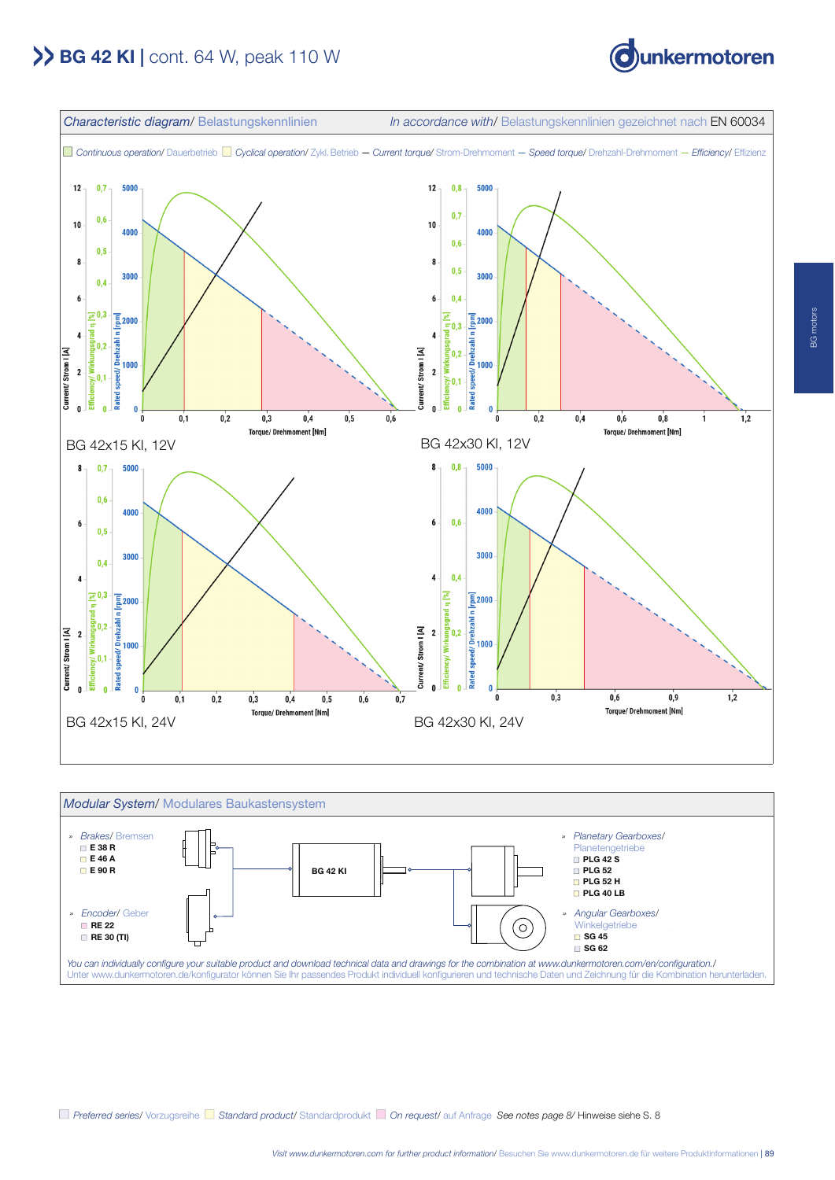# BG 42 KI | cont. 64 W, peak 110 W

## Characteristic diagram/ Belastungskennlinien

In accordance with/ Belastungskennlinien gezeichnet nach EN 60034

Continuous operation/ Dauerbetrieb — Cyclical operation/ Zykl. Betrieb — Current torque/ Strom-Drehmoment — Speed torque/ Drehzahl-Drehmoment — Efficiency/ Effizienz

Current/ Strom I [A]
Efficiency/ Wirkungsgrad η [%]
Rated speed/ Drehzahl n [rpm]
Torque/ Drehmoment [Nm]

BG 42x15 KI, 12V

BG 42x30 KI, 12V

BG 42x15 KI, 24V

BG 42x30 KI, 24V

## Modular System/ Modulares Baukastensystem

» Brakes/ Bremsen
- E 38 R
- E 46 A
- E 90 R

» Encoder/ Geber
- RE 22
- RE 30 (TI)

BG 42 KI

» Planetary Gearboxes/ Planetengetriebe
- PLG 42 S
- PLG 52
- PLG 52 H
- PLG 40 LB

» Angular Gearboxes/ Winkelgetriebe
- SG 45
- SG 62

*You can individually configure your suitable product and download technical data and drawings for the combination at www.dunkermotoren.com/en/configuration./*
Unter www.dunkermotoren.de/konfigurator können Sie Ihr passendes Produkt individuell konfigurieren und technische Daten und Zeichnung für die Kombination herunterladen.

Preferred series/ Vorzugsreihe  Standard product/ Standardprodukt  On request/ auf Anfrage  See notes page 8/ Hinweise siehe S. 8